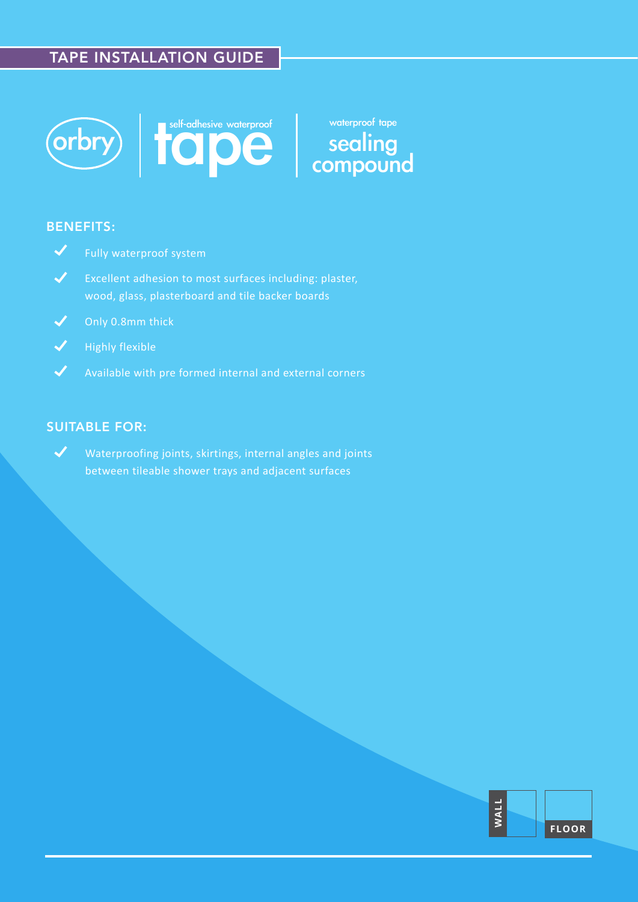# TAPE INSTALLATION GUIDE

orbry | self-adhesive waterproof tape | waterproof tape sealing compound

## BENEFITS:

- Fully waterproof system
- Excellent adhesion to most surfaces including: plaster, wood, glass, plasterboard and tile backer boards
- Only 0.8mm thick
- Highly flexible
- Available with pre formed internal and external corners

## SUITABLE FOR:

- Waterproofing joints, skirtings, internal angles and joints between tileable shower trays and adjacent surfaces

WALL

FLOOR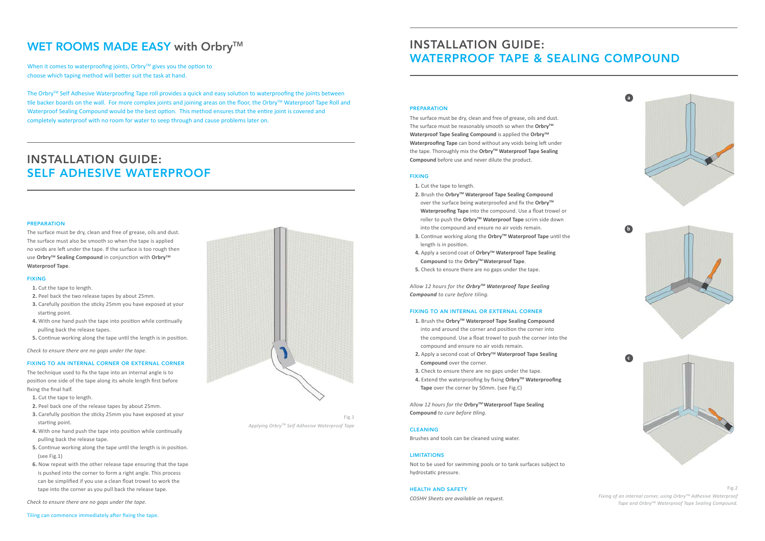# WET ROOMS MADE EASY with Orbry™

When it comes to waterproofing joints, Orbry™ gives you the option to choose which taping method will better suit the task at hand.

The Orbry™ Self Adhesive Waterproofing Tape roll provides a quick and easy solution to waterproofing the joints between tile backer boards on the wall. For more complex joints and joining areas on the floor, the Orbry™ Waterproof Tape Roll and Waterproof Sealing Compound would be the best option. This method ensures that the entire joint is covered and completely waterproof with no room for water to seep through and cause problems later on.

# INSTALLATION GUIDE: SELF ADHESIVE WATERPROOF

### PREPARATION

The surface must be dry, clean and free of grease, oils and dust. The surface must also be smooth so when the tape is applied no voids are left under the tape. If the surface is too rough then use **Orbry™ Sealing Compound** in conjunction with **Orbry™ Waterproof Tape**.

### FIXING

1. Cut the tape to length.
2. Peel back the two release tapes by about 25mm.
3. Carefully position the sticky 25mm you have exposed at your starting point.
4. With one hand push the tape into position while continually pulling back the release tapes.
5. Continue working along the tape until the length is in position.

*Check to ensure there are no gaps under the tape.*

### FIXING TO AN INTERNAL CORNER OR EXTERNAL CORNER

The technique used to fix the tape into an internal angle is to position one side of the tape along its whole length first before fixing the final half.

1. Cut the tape to length.
2. Peel back one of the release tapes by about 25mm.
3. Carefully position the sticky 25mm you have exposed at your starting point.
4. With one hand push the tape into position while continually pulling back the release tape.
5. Continue working along the tape until the length is in position. (see Fig.1)
6. Now repeat with the other release tape ensuring that the tape is pushed into the corner to form a right angle. This process can be simplified if you use a clean float trowel to work the tape into the corner as you pull back the release tape.

*Check to ensure there are no gaps under the tape.*

Tiling can commence immediately after fixing the tape.

Fig.1
*Applying Orbry™ Self Adhesive Waterproof Tape*

# INSTALLATION GUIDE: WATERPROOF TAPE & SEALING COMPOUND

### PREPARATION

The surface must be dry, clean and free of grease, oils and dust. The surface must be reasonably smooth so when the **Orbry™ Waterproof Tape Sealing Compound** is applied the **Orbry™ Waterproofing Tape** can bond without any voids being left under the tape. Thoroughly mix the **Orbry™ Waterproof Tape Sealing Compound** before use and never dilute the product.

### FIXING

1. Cut the tape to length.
2. Brush the **Orbry™ Waterproof Tape Sealing Compound** over the surface being waterproofed and fix the **Orbry™ Waterproofing Tape** into the compound. Use a float trowel or roller to push the **Orbry™ Waterproof Tape** scrim side down into the compound and ensure no air voids remain.
3. Continue working along the **Orbry™ Waterproof Tape** until the length is in position.
4. Apply a second coat of **Orbry™ Waterproof Tape Sealing Compound** to the **Orbry™ Waterproof Tape**.
5. Check to ensure there are no gaps under the tape.

*Allow 12 hours for the **Orbry™ Waterproof Tape Sealing Compound** to cure before tiling.*

### FIXING TO AN INTERNAL OR EXTERNAL CORNER

1. Brush the **Orbry™ Waterproof Tape Sealing Compound** into and around the corner and position the corner into the compound. Use a float trowel to push the corner into the compound and ensure no air voids remain.
2. Apply a second coat of **Orbry™ Waterproof Tape Sealing Compound** over the corner.
3. Check to ensure there are no gaps under the tape.
4. Extend the waterproofing by fixing **Orbry™ Waterproofing Tape** over the corner by 50mm. (see Fig.C)

*Allow 12 hours for the* **Orbry™ Waterproof Tape Sealing Compound** *to cure before tiling.*

### CLEANING

Brushes and tools can be cleaned using water.

### LIMITATIONS

Not to be used for swimming pools or to tank surfaces subject to hydrostatic pressure.

### HEALTH AND SAFETY

*COSHH Sheets are available on request.*

Fig.2
*Fixing of an internal corner, using Orbry™ Adhesive Waterproof Tape and Orbry™ Waterproof Tape Sealing Compound.*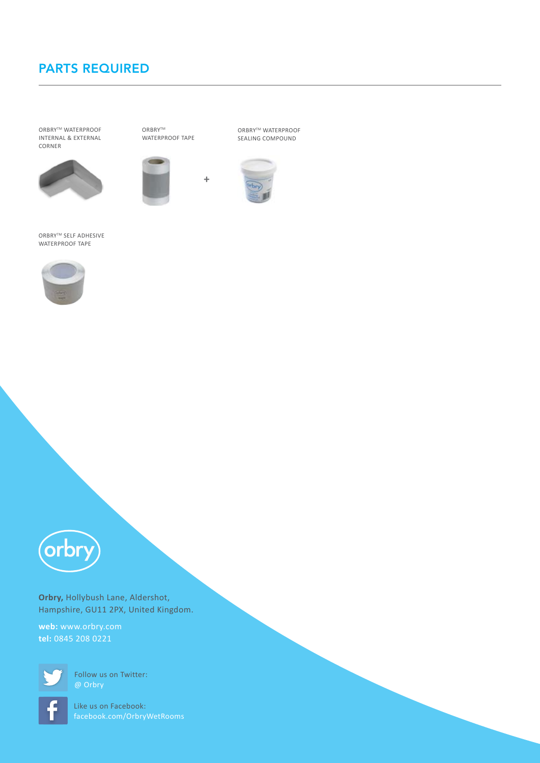## PARTS REQUIRED

ORBRY™ WATERPROOF INTERNAL & EXTERNAL CORNER

ORBRY™ WATERPROOF TAPE

+

ORBRY™ WATERPROOF SEALING COMPOUND

ORBRY™ SELF ADHESIVE WATERPROOF TAPE

orbry

**Orbry,** Hollybush Lane, Aldershot, Hampshire, GU11 2PX, United Kingdom.

**web:** www.orbry.com
**tel:** 0845 208 0221

Follow us on Twitter:
@ Orbry

Like us on Facebook:
facebook.com/OrbryWetRooms